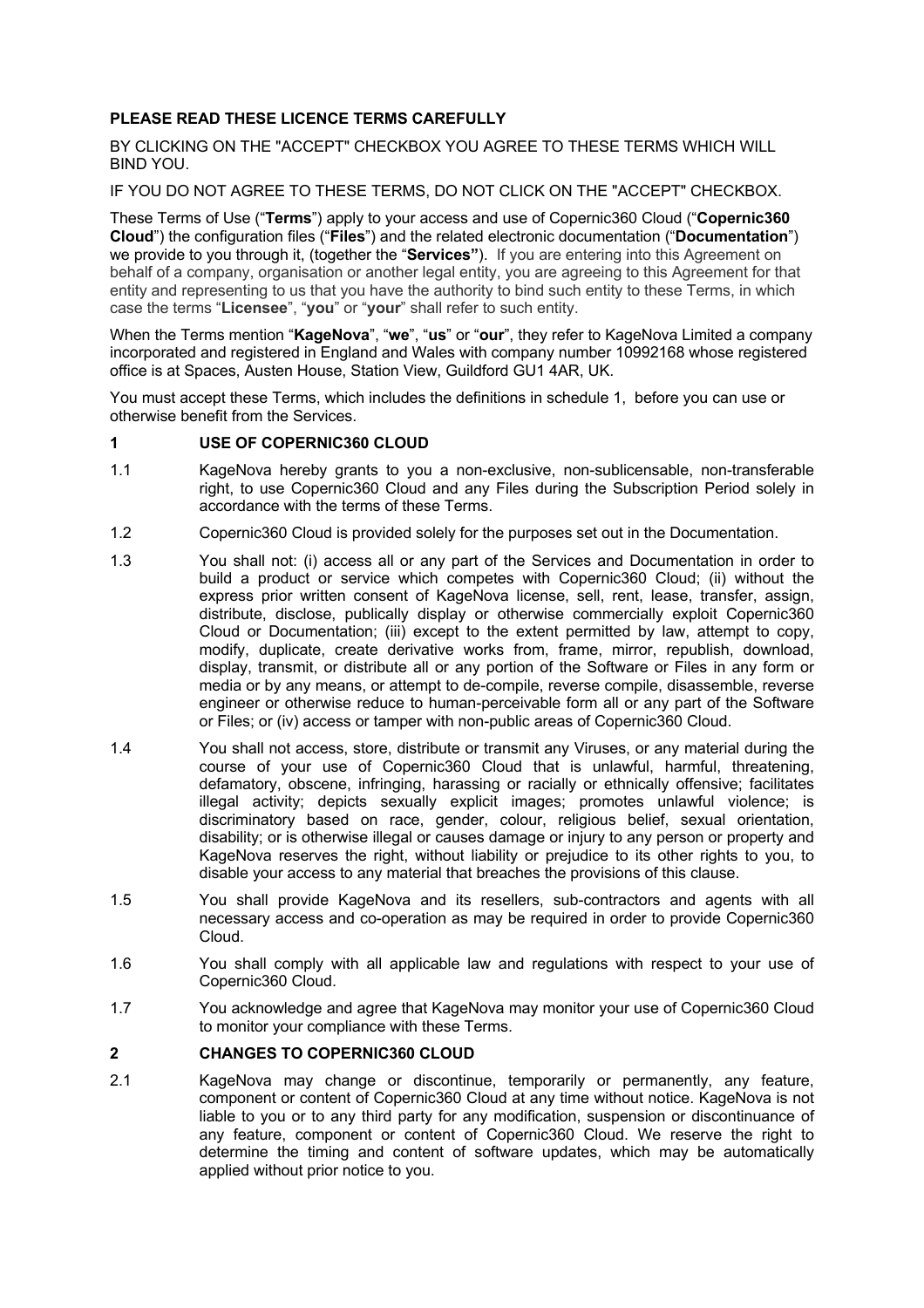**PLEASE READ THESE LICENCE TERMS CAREFULLY**

BY CLICKING ON THE "ACCEPT" CHECKBOX YOU AGREE TO THESE TERMS WHICH WILL BIND YOU.

IF YOU DO NOT AGREE TO THESE TERMS, DO NOT CLICK ON THE "ACCEPT" CHECKBOX.

These Terms of Use ("**Terms**") apply to your access and use of Copernic360 Cloud ("**Copernic360 Cloud**") the configuration files ("**Files**") and the related electronic documentation ("**Documentation**") we provide to you through it, (together the "**Services"**). If you are entering into this Agreement on behalf of a company, organisation or another legal entity, you are agreeing to this Agreement for that entity and representing to us that you have the authority to bind such entity to these Terms, in which case the terms "**Licensee**", "**you**" or "**your**" shall refer to such entity.

When the Terms mention "**KageNova**", "**we**", "**us**" or "**our**", they refer to KageNova Limited a company incorporated and registered in England and Wales with company number 10992168 whose registered office is at Spaces, Austen House, Station View, Guildford GU1 4AR, UK.

You must accept these Terms, which includes the definitions in schedule 1, before you can use or otherwise benefit from the Services.

## 1 USE OF COPERNIC360 CLOUD

1.1 KageNova hereby grants to you a non-exclusive, non-sublicensable, non-transferable right, to use Copernic360 Cloud and any Files during the Subscription Period solely in accordance with the terms of these Terms.

1.2 Copernic360 Cloud is provided solely for the purposes set out in the Documentation.

1.3 You shall not: (i) access all or any part of the Services and Documentation in order to build a product or service which competes with Copernic360 Cloud; (ii) without the express prior written consent of KageNova license, sell, rent, lease, transfer, assign, distribute, disclose, publically display or otherwise commercially exploit Copernic360 Cloud or Documentation; (iii) except to the extent permitted by law, attempt to copy, modify, duplicate, create derivative works from, frame, mirror, republish, download, display, transmit, or distribute all or any portion of the Software or Files in any form or media or by any means, or attempt to de-compile, reverse compile, disassemble, reverse engineer or otherwise reduce to human-perceivable form all or any part of the Software or Files; or (iv) access or tamper with non-public areas of Copernic360 Cloud.

1.4 You shall not access, store, distribute or transmit any Viruses, or any material during the course of your use of Copernic360 Cloud that is unlawful, harmful, threatening, defamatory, obscene, infringing, harassing or racially or ethnically offensive; facilitates illegal activity; depicts sexually explicit images; promotes unlawful violence; is discriminatory based on race, gender, colour, religious belief, sexual orientation, disability; or is otherwise illegal or causes damage or injury to any person or property and KageNova reserves the right, without liability or prejudice to its other rights to you, to disable your access to any material that breaches the provisions of this clause.

1.5 You shall provide KageNova and its resellers, sub-contractors and agents with all necessary access and co-operation as may be required in order to provide Copernic360 Cloud.

1.6 You shall comply with all applicable law and regulations with respect to your use of Copernic360 Cloud.

1.7 You acknowledge and agree that KageNova may monitor your use of Copernic360 Cloud to monitor your compliance with these Terms.

## 2 CHANGES TO COPERNIC360 CLOUD

2.1 KageNova may change or discontinue, temporarily or permanently, any feature, component or content of Copernic360 Cloud at any time without notice. KageNova is not liable to you or to any third party for any modification, suspension or discontinuance of any feature, component or content of Copernic360 Cloud. We reserve the right to determine the timing and content of software updates, which may be automatically applied without prior notice to you.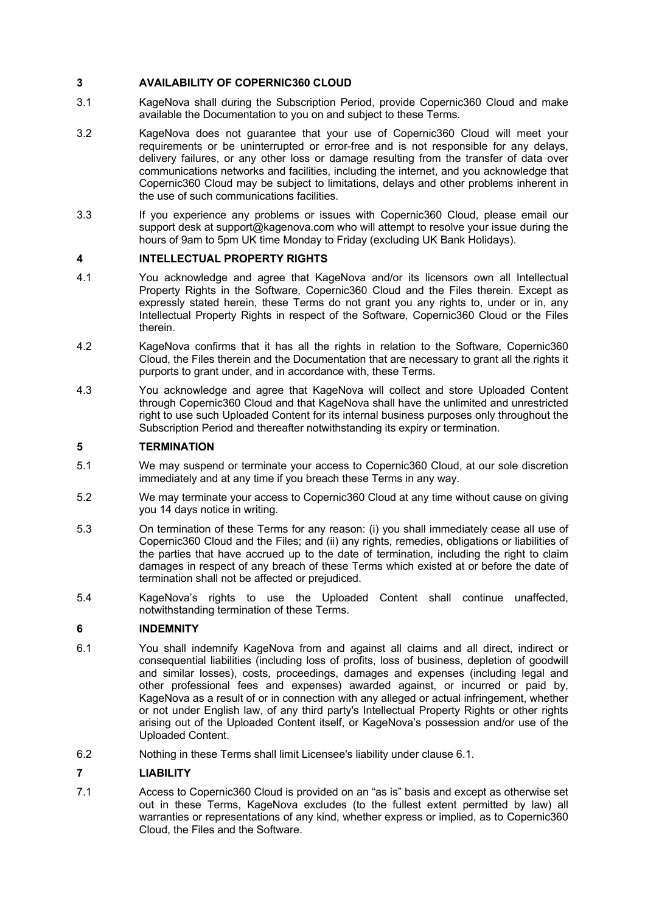## 3 AVAILABILITY OF COPERNIC360 CLOUD

3.1 KageNova shall during the Subscription Period, provide Copernic360 Cloud and make available the Documentation to you on and subject to these Terms.

3.2 KageNova does not guarantee that your use of Copernic360 Cloud will meet your requirements or be uninterrupted or error-free and is not responsible for any delays, delivery failures, or any other loss or damage resulting from the transfer of data over communications networks and facilities, including the internet, and you acknowledge that Copernic360 Cloud may be subject to limitations, delays and other problems inherent in the use of such communications facilities.

3.3 If you experience any problems or issues with Copernic360 Cloud, please email our support desk at support@kagenova.com who will attempt to resolve your issue during the hours of 9am to 5pm UK time Monday to Friday (excluding UK Bank Holidays).

## 4 INTELLECTUAL PROPERTY RIGHTS

4.1 You acknowledge and agree that KageNova and/or its licensors own all Intellectual Property Rights in the Software, Copernic360 Cloud and the Files therein. Except as expressly stated herein, these Terms do not grant you any rights to, under or in, any Intellectual Property Rights in respect of the Software, Copernic360 Cloud or the Files therein.

4.2 KageNova confirms that it has all the rights in relation to the Software, Copernic360 Cloud, the Files therein and the Documentation that are necessary to grant all the rights it purports to grant under, and in accordance with, these Terms.

4.3 You acknowledge and agree that KageNova will collect and store Uploaded Content through Copernic360 Cloud and that KageNova shall have the unlimited and unrestricted right to use such Uploaded Content for its internal business purposes only throughout the Subscription Period and thereafter notwithstanding its expiry or termination.

## 5 TERMINATION

5.1 We may suspend or terminate your access to Copernic360 Cloud, at our sole discretion immediately and at any time if you breach these Terms in any way.

5.2 We may terminate your access to Copernic360 Cloud at any time without cause on giving you 14 days notice in writing.

5.3 On termination of these Terms for any reason: (i) you shall immediately cease all use of Copernic360 Cloud and the Files; and (ii) any rights, remedies, obligations or liabilities of the parties that have accrued up to the date of termination, including the right to claim damages in respect of any breach of these Terms which existed at or before the date of termination shall not be affected or prejudiced.

5.4 KageNova's rights to use the Uploaded Content shall continue unaffected, notwithstanding termination of these Terms.

## 6 INDEMNITY

6.1 You shall indemnify KageNova from and against all claims and all direct, indirect or consequential liabilities (including loss of profits, loss of business, depletion of goodwill and similar losses), costs, proceedings, damages and expenses (including legal and other professional fees and expenses) awarded against, or incurred or paid by, KageNova as a result of or in connection with any alleged or actual infringement, whether or not under English law, of any third party's Intellectual Property Rights or other rights arising out of the Uploaded Content itself, or KageNova's possession and/or use of the Uploaded Content.

6.2 Nothing in these Terms shall limit Licensee's liability under clause 6.1.

## 7 LIABILITY

7.1 Access to Copernic360 Cloud is provided on an "as is" basis and except as otherwise set out in these Terms, KageNova excludes (to the fullest extent permitted by law) all warranties or representations of any kind, whether express or implied, as to Copernic360 Cloud, the Files and the Software.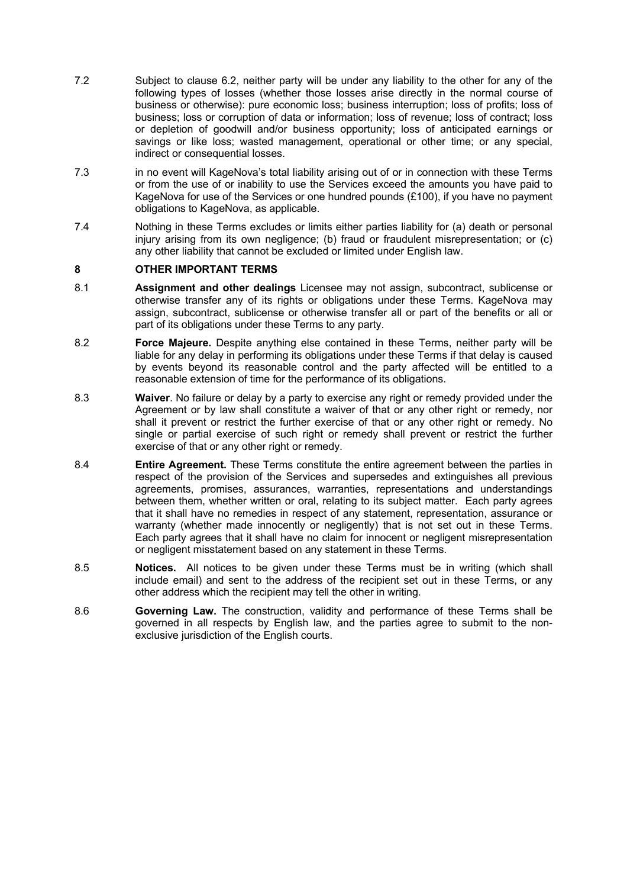7.2 Subject to clause 6.2, neither party will be under any liability to the other for any of the following types of losses (whether those losses arise directly in the normal course of business or otherwise): pure economic loss; business interruption; loss of profits; loss of business; loss or corruption of data or information; loss of revenue; loss of contract; loss or depletion of goodwill and/or business opportunity; loss of anticipated earnings or savings or like loss; wasted management, operational or other time; or any special, indirect or consequential losses.

7.3 in no event will KageNova's total liability arising out of or in connection with these Terms or from the use of or inability to use the Services exceed the amounts you have paid to KageNova for use of the Services or one hundred pounds (£100), if you have no payment obligations to KageNova, as applicable.

7.4 Nothing in these Terms excludes or limits either parties liability for (a) death or personal injury arising from its own negligence; (b) fraud or fraudulent misrepresentation; or (c) any other liability that cannot be excluded or limited under English law.

## 8 OTHER IMPORTANT TERMS

8.1 **Assignment and other dealings** Licensee may not assign, subcontract, sublicense or otherwise transfer any of its rights or obligations under these Terms. KageNova may assign, subcontract, sublicense or otherwise transfer all or part of the benefits or all or part of its obligations under these Terms to any party.

8.2 **Force Majeure.** Despite anything else contained in these Terms, neither party will be liable for any delay in performing its obligations under these Terms if that delay is caused by events beyond its reasonable control and the party affected will be entitled to a reasonable extension of time for the performance of its obligations.

8.3 **Waiver**. No failure or delay by a party to exercise any right or remedy provided under the Agreement or by law shall constitute a waiver of that or any other right or remedy, nor shall it prevent or restrict the further exercise of that or any other right or remedy. No single or partial exercise of such right or remedy shall prevent or restrict the further exercise of that or any other right or remedy.

8.4 **Entire Agreement.** These Terms constitute the entire agreement between the parties in respect of the provision of the Services and supersedes and extinguishes all previous agreements, promises, assurances, warranties, representations and understandings between them, whether written or oral, relating to its subject matter. Each party agrees that it shall have no remedies in respect of any statement, representation, assurance or warranty (whether made innocently or negligently) that is not set out in these Terms. Each party agrees that it shall have no claim for innocent or negligent misrepresentation or negligent misstatement based on any statement in these Terms.

8.5 **Notices.** All notices to be given under these Terms must be in writing (which shall include email) and sent to the address of the recipient set out in these Terms, or any other address which the recipient may tell the other in writing.

8.6 **Governing Law.** The construction, validity and performance of these Terms shall be governed in all respects by English law, and the parties agree to submit to the non-exclusive jurisdiction of the English courts.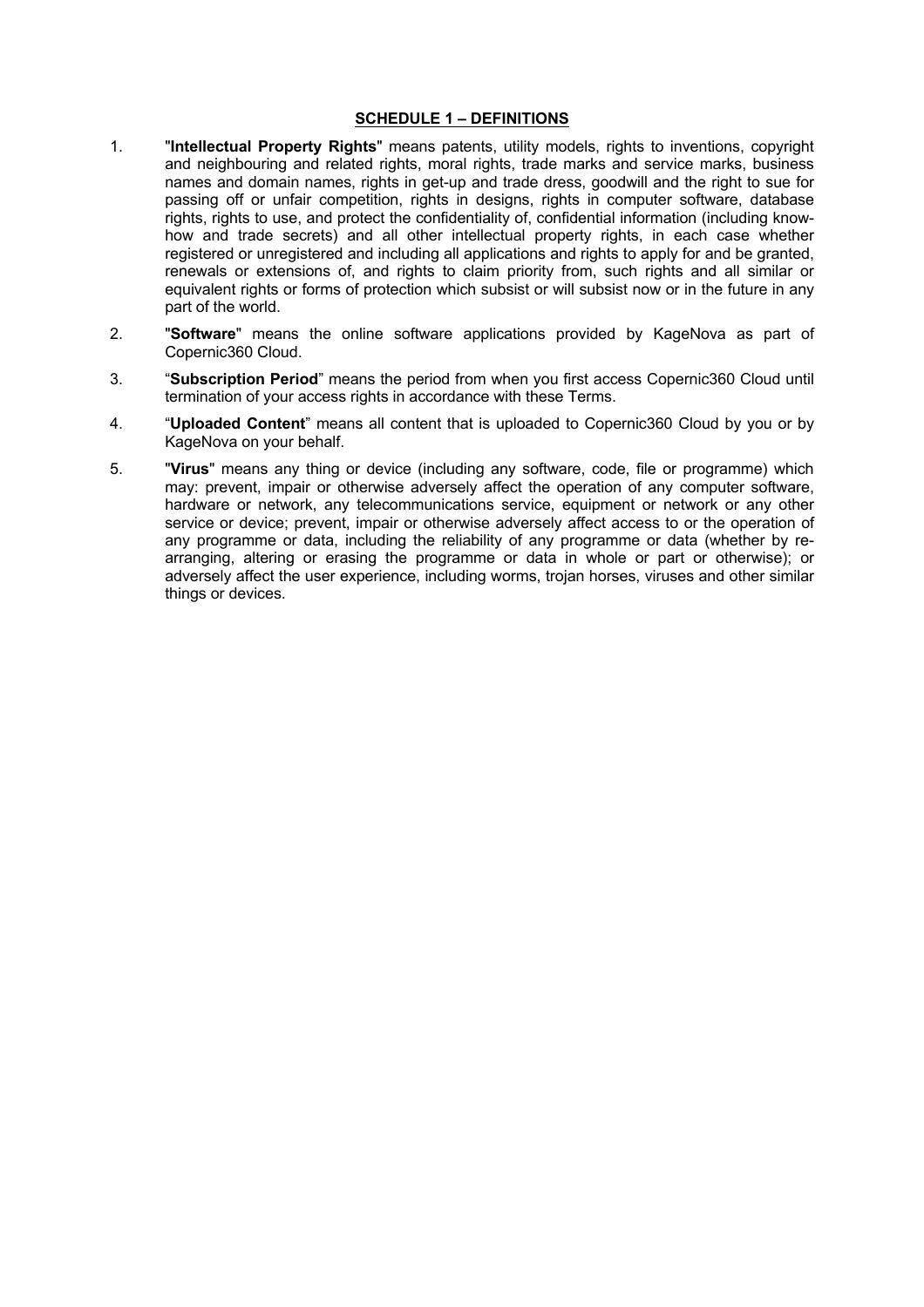## SCHEDULE 1 – DEFINITIONS

1. "**Intellectual Property Rights**" means patents, utility models, rights to inventions, copyright and neighbouring and related rights, moral rights, trade marks and service marks, business names and domain names, rights in get-up and trade dress, goodwill and the right to sue for passing off or unfair competition, rights in designs, rights in computer software, database rights, rights to use, and protect the confidentiality of, confidential information (including know-how and trade secrets) and all other intellectual property rights, in each case whether registered or unregistered and including all applications and rights to apply for and be granted, renewals or extensions of, and rights to claim priority from, such rights and all similar or equivalent rights or forms of protection which subsist or will subsist now or in the future in any part of the world.

2. "**Software**" means the online software applications provided by KageNova as part of Copernic360 Cloud.

3. "**Subscription Period**" means the period from when you first access Copernic360 Cloud until termination of your access rights in accordance with these Terms.

4. "**Uploaded Content**" means all content that is uploaded to Copernic360 Cloud by you or by KageNova on your behalf.

5. "**Virus**" means any thing or device (including any software, code, file or programme) which may: prevent, impair or otherwise adversely affect the operation of any computer software, hardware or network, any telecommunications service, equipment or network or any other service or device; prevent, impair or otherwise adversely affect access to or the operation of any programme or data, including the reliability of any programme or data (whether by re-arranging, altering or erasing the programme or data in whole or part or otherwise); or adversely affect the user experience, including worms, trojan horses, viruses and other similar things or devices.